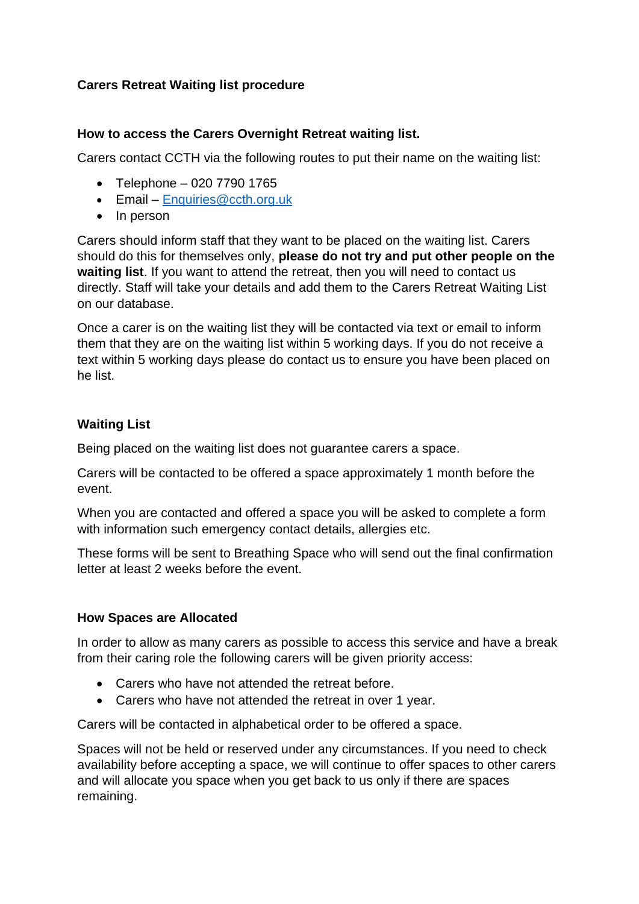**Carers Retreat Waiting list procedure**

**How to access the Carers Overnight Retreat waiting list.**

Carers contact CCTH via the following routes to put their name on the waiting list:

- Telephone – 020 7790 1765
- Email – [Enquiries@ccth.org.uk](mailto:Enquiries@ccth.org.uk)
- In person

Carers should inform staff that they want to be placed on the waiting list. Carers should do this for themselves only, **please do not try and put other people on the waiting list**. If you want to attend the retreat, then you will need to contact us directly. Staff will take your details and add them to the Carers Retreat Waiting List on our database.

Once a carer is on the waiting list they will be contacted via text or email to inform them that they are on the waiting list within 5 working days. If you do not receive a text within 5 working days please do contact us to ensure you have been placed on he list.

**Waiting List**

Being placed on the waiting list does not guarantee carers a space.

Carers will be contacted to be offered a space approximately 1 month before the event.

When you are contacted and offered a space you will be asked to complete a form with information such emergency contact details, allergies etc.

These forms will be sent to Breathing Space who will send out the final confirmation letter at least 2 weeks before the event.

**How Spaces are Allocated**

In order to allow as many carers as possible to access this service and have a break from their caring role the following carers will be given priority access:

- Carers who have not attended the retreat before.
- Carers who have not attended the retreat in over 1 year.

Carers will be contacted in alphabetical order to be offered a space.

Spaces will not be held or reserved under any circumstances. If you need to check availability before accepting a space, we will continue to offer spaces to other carers and will allocate you space when you get back to us only if there are spaces remaining.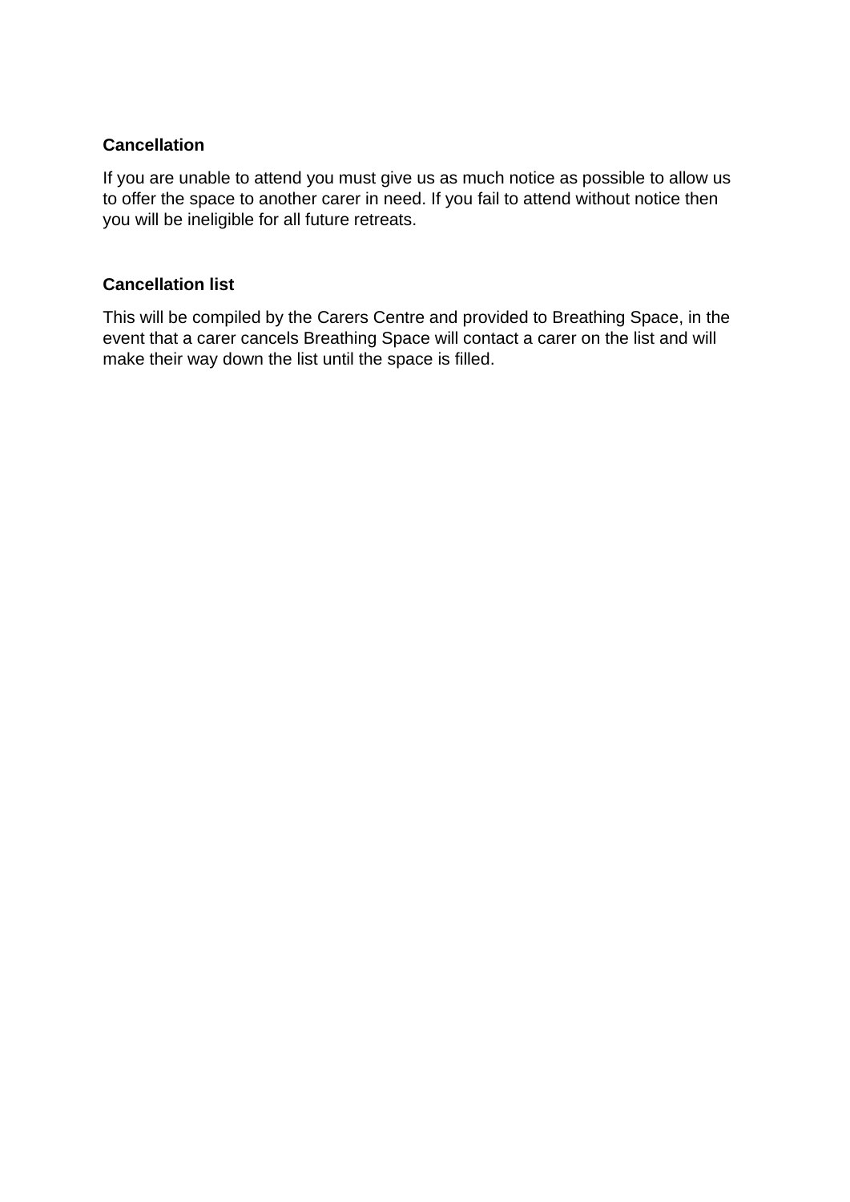**Cancellation**

If you are unable to attend you must give us as much notice as possible to allow us to offer the space to another carer in need. If you fail to attend without notice then you will be ineligible for all future retreats.

**Cancellation list**

This will be compiled by the Carers Centre and provided to Breathing Space, in the event that a carer cancels Breathing Space will contact a carer on the list and will make their way down the list until the space is filled.